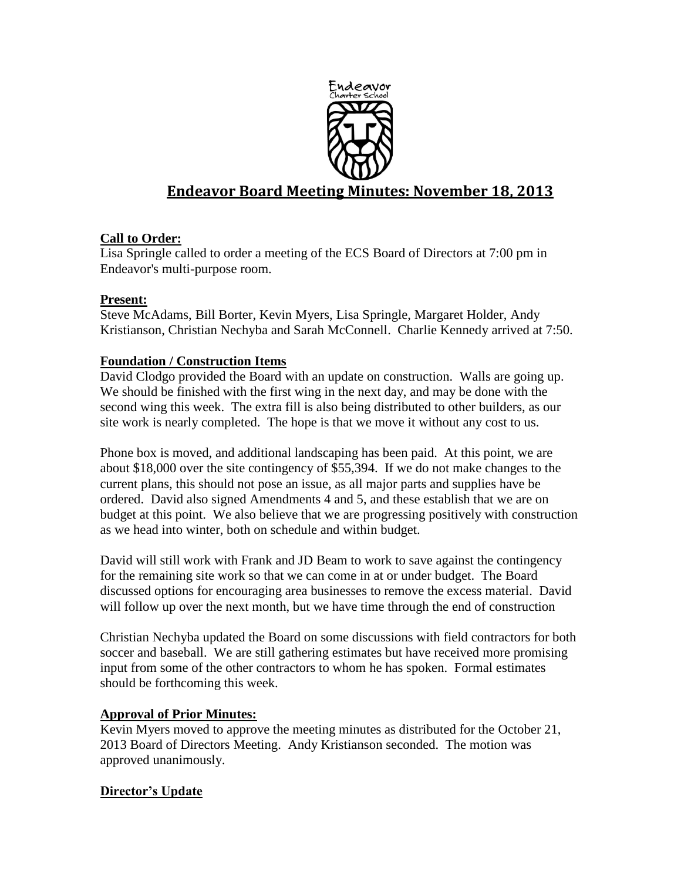# Endeavor Board Meeting Minutes: November 18, 2013

**Call to Order:**

Lisa Springle called to order a meeting of the ECS Board of Directors at 7:00 pm in Endeavor's multi-purpose room.

**Present:**

Steve McAdams, Bill Borter, Kevin Myers, Lisa Springle, Margaret Holder, Andy Kristianson, Christian Nechyba and Sarah McConnell. Charlie Kennedy arrived at 7:50.

**Foundation / Construction Items**

David Clodgo provided the Board with an update on construction. Walls are going up. We should be finished with the first wing in the next day, and may be done with the second wing this week. The extra fill is also being distributed to other builders, as our site work is nearly completed. The hope is that we move it without any cost to us.

Phone box is moved, and additional landscaping has been paid. At this point, we are about $18,000 over the site contingency of $55,394. If we do not make changes to the current plans, this should not pose an issue, as all major parts and supplies have be ordered. David also signed Amendments 4 and 5, and these establish that we are on budget at this point. We also believe that we are progressing positively with construction as we head into winter, both on schedule and within budget.

David will still work with Frank and JD Beam to work to save against the contingency for the remaining site work so that we can come in at or under budget. The Board discussed options for encouraging area businesses to remove the excess material. David will follow up over the next month, but we have time through the end of construction

Christian Nechyba updated the Board on some discussions with field contractors for both soccer and baseball. We are still gathering estimates but have received more promising input from some of the other contractors to whom he has spoken. Formal estimates should be forthcoming this week.

**Approval of Prior Minutes:**

Kevin Myers moved to approve the meeting minutes as distributed for the October 21, 2013 Board of Directors Meeting. Andy Kristianson seconded. The motion was approved unanimously.

**Director's Update**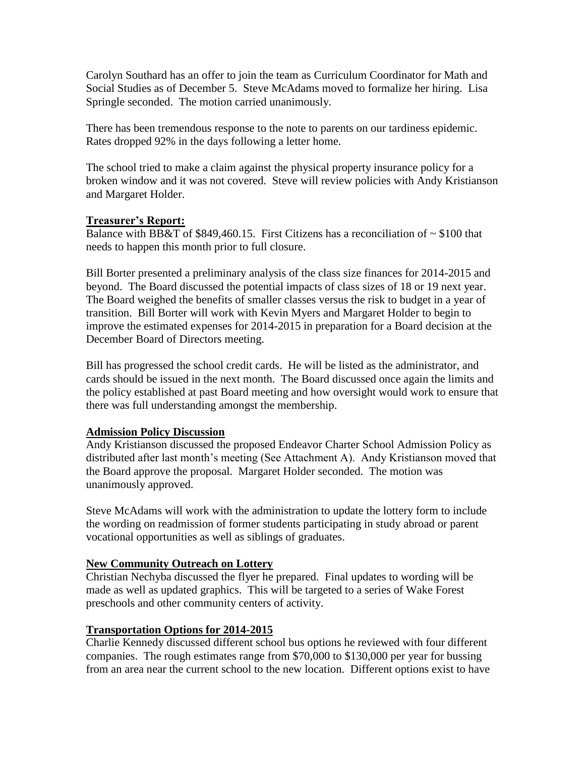Carolyn Southard has an offer to join the team as Curriculum Coordinator for Math and Social Studies as of December 5. Steve McAdams moved to formalize her hiring. Lisa Springle seconded. The motion carried unanimously.

There has been tremendous response to the note to parents on our tardiness epidemic. Rates dropped 92% in the days following a letter home.

The school tried to make a claim against the physical property insurance policy for a broken window and it was not covered. Steve will review policies with Andy Kristianson and Margaret Holder.

**Treasurer's Report:**

Balance with BB&T of $849,460.15. First Citizens has a reconciliation of ~ $100 that needs to happen this month prior to full closure.

Bill Borter presented a preliminary analysis of the class size finances for 2014-2015 and beyond. The Board discussed the potential impacts of class sizes of 18 or 19 next year. The Board weighed the benefits of smaller classes versus the risk to budget in a year of transition. Bill Borter will work with Kevin Myers and Margaret Holder to begin to improve the estimated expenses for 2014-2015 in preparation for a Board decision at the December Board of Directors meeting.

Bill has progressed the school credit cards. He will be listed as the administrator, and cards should be issued in the next month. The Board discussed once again the limits and the policy established at past Board meeting and how oversight would work to ensure that there was full understanding amongst the membership.

**Admission Policy Discussion**

Andy Kristianson discussed the proposed Endeavor Charter School Admission Policy as distributed after last month's meeting (See Attachment A). Andy Kristianson moved that the Board approve the proposal. Margaret Holder seconded. The motion was unanimously approved.

Steve McAdams will work with the administration to update the lottery form to include the wording on readmission of former students participating in study abroad or parent vocational opportunities as well as siblings of graduates.

**New Community Outreach on Lottery**

Christian Nechyba discussed the flyer he prepared. Final updates to wording will be made as well as updated graphics. This will be targeted to a series of Wake Forest preschools and other community centers of activity.

**Transportation Options for 2014-2015**

Charlie Kennedy discussed different school bus options he reviewed with four different companies. The rough estimates range from $70,000 to $130,000 per year for bussing from an area near the current school to the new location. Different options exist to have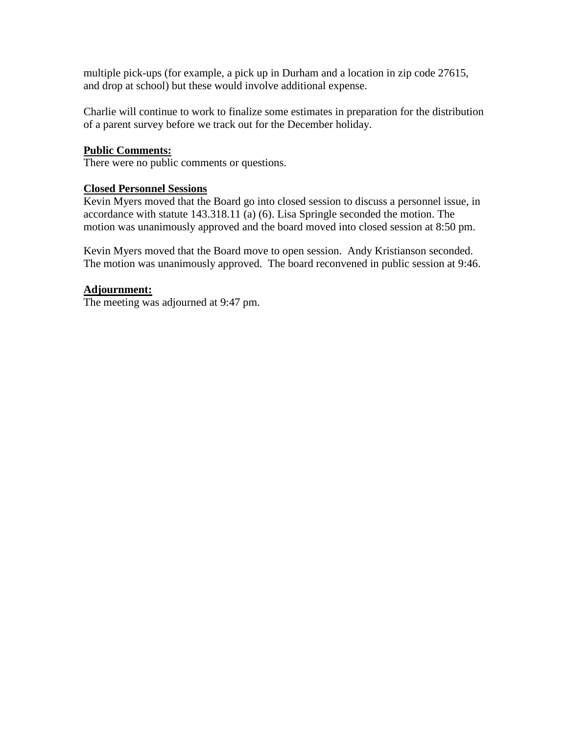multiple pick-ups (for example, a pick up in Durham and a location in zip code 27615, and drop at school) but these would involve additional expense.

Charlie will continue to work to finalize some estimates in preparation for the distribution of a parent survey before we track out for the December holiday.

**Public Comments:**

There were no public comments or questions.

**Closed Personnel Sessions**

Kevin Myers moved that the Board go into closed session to discuss a personnel issue, in accordance with statute 143.318.11 (a) (6). Lisa Springle seconded the motion. The motion was unanimously approved and the board moved into closed session at 8:50 pm.

Kevin Myers moved that the Board move to open session. Andy Kristianson seconded. The motion was unanimously approved. The board reconvened in public session at 9:46.

**Adjournment:**

The meeting was adjourned at 9:47 pm.